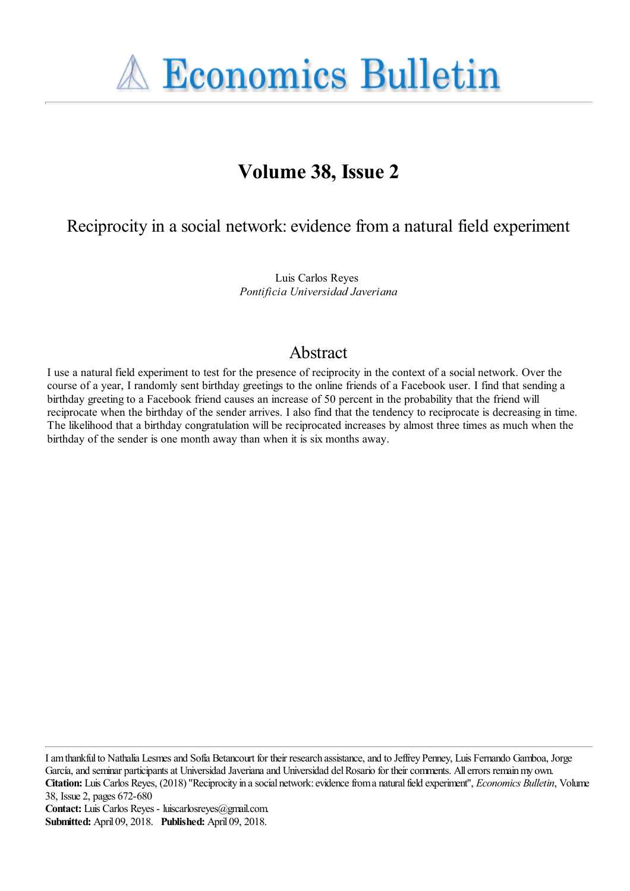# Economics Bulletin

## Volume 38, Issue 2

# Reciprocity in a social network: evidence from a natural field experiment

Luis Carlos Reyes  
*Pontificia Universidad Javeriana*

## Abstract

I use a natural field experiment to test for the presence of reciprocity in the context of a social network. Over the course of a year, I randomly sent birthday greetings to the online friends of a Facebook user. I find that sending a birthday greeting to a Facebook friend causes an increase of 50 percent in the probability that the friend will reciprocate when the birthday of the sender arrives. I also find that the tendency to reciprocate is decreasing in time. The likelihood that a birthday congratulation will be reciprocated increases by almost three times as much when the birthday of the sender is one month away than when it is six months away.

I am thankful to Nathalia Lesmes and Sofia Betancourt for their research assistance, and to Jeffrey Penney, Luis Fernando Gamboa, Jorge García, and seminar participants at Universidad Javeriana and Universidad del Rosario for their comments. All errors remain my own.  
**Citation:** Luis Carlos Reyes, (2018) "Reciprocity in a social network: evidence from a natural field experiment", *Economics Bulletin*, Volume 38, Issue 2, pages 672-680  
**Contact:** Luis Carlos Reyes - luiscarlosreyes@gmail.com.  
**Submitted:** April 09, 2018. **Published:** April 09, 2018.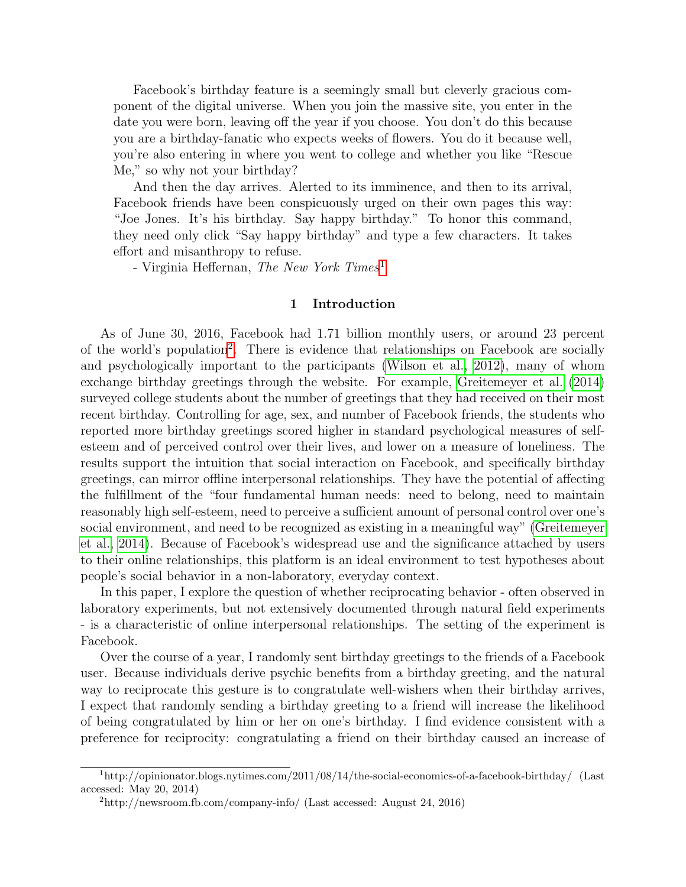Facebook's birthday feature is a seemingly small but cleverly gracious component of the digital universe. When you join the massive site, you enter in the date you were born, leaving off the year if you choose. You don't do this because you are a birthday-fanatic who expects weeks of flowers. You do it because well, you're also entering in where you went to college and whether you like "Rescue Me," so why not your birthday?

And then the day arrives. Alerted to its imminence, and then to its arrival, Facebook friends have been conspicuously urged on their own pages this way: "Joe Jones. It's his birthday. Say happy birthday." To honor this command, they need only click "Say happy birthday" and type a few characters. It takes effort and misanthropy to refuse.

- Virginia Heffernan, *The New York Times*[1]

## 1 Introduction

As of June 30, 2016, Facebook had 1.71 billion monthly users, or around 23 percent of the world's population[2]. There is evidence that relationships on Facebook are socially and psychologically important to the participants (Wilson et al., 2012), many of whom exchange birthday greetings through the website. For example, Greitemeyer et al. (2014) surveyed college students about the number of greetings that they had received on their most recent birthday. Controlling for age, sex, and number of Facebook friends, the students who reported more birthday greetings scored higher in standard psychological measures of self-esteem and of perceived control over their lives, and lower on a measure of loneliness. The results support the intuition that social interaction on Facebook, and specifically birthday greetings, can mirror offline interpersonal relationships. They have the potential of affecting the fulfillment of the "four fundamental human needs: need to belong, need to maintain reasonably high self-esteem, need to perceive a sufficient amount of personal control over one's social environment, and need to be recognized as existing in a meaningful way" (Greitemeyer et al., 2014). Because of Facebook's widespread use and the significance attached by users to their online relationships, this platform is an ideal environment to test hypotheses about people's social behavior in a non-laboratory, everyday context.

In this paper, I explore the question of whether reciprocating behavior - often observed in laboratory experiments, but not extensively documented through natural field experiments - is a characteristic of online interpersonal relationships. The setting of the experiment is Facebook.

Over the course of a year, I randomly sent birthday greetings to the friends of a Facebook user. Because individuals derive psychic benefits from a birthday greeting, and the natural way to reciprocate this gesture is to congratulate well-wishers when their birthday arrives, I expect that randomly sending a birthday greeting to a friend will increase the likelihood of being congratulated by him or her on one's birthday. I find evidence consistent with a preference for reciprocity: congratulating a friend on their birthday caused an increase of

[1] http://opinionator.blogs.nytimes.com/2011/08/14/the-social-economics-of-a-facebook-birthday/ (Last accessed: May 20, 2014)

[2] http://newsroom.fb.com/company-info/ (Last accessed: August 24, 2016)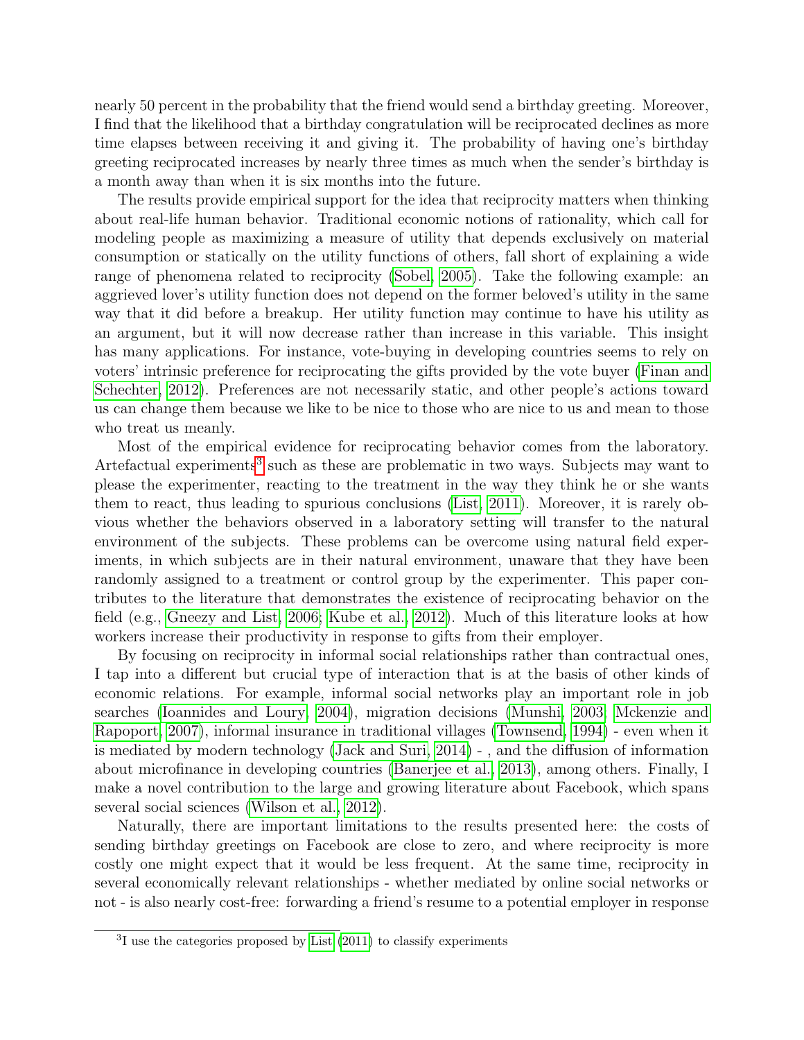nearly 50 percent in the probability that the friend would send a birthday greeting. Moreover, I find that the likelihood that a birthday congratulation will be reciprocated declines as more time elapses between receiving it and giving it. The probability of having one's birthday greeting reciprocated increases by nearly three times as much when the sender's birthday is a month away than when it is six months into the future.

The results provide empirical support for the idea that reciprocity matters when thinking about real-life human behavior. Traditional economic notions of rationality, which call for modeling people as maximizing a measure of utility that depends exclusively on material consumption or statically on the utility functions of others, fall short of explaining a wide range of phenomena related to reciprocity (Sobel, 2005). Take the following example: an aggrieved lover's utility function does not depend on the former beloved's utility in the same way that it did before a breakup. Her utility function may continue to have his utility as an argument, but it will now decrease rather than increase in this variable. This insight has many applications. For instance, vote-buying in developing countries seems to rely on voters' intrinsic preference for reciprocating the gifts provided by the vote buyer (Finan and Schechter, 2012). Preferences are not necessarily static, and other people's actions toward us can change them because we like to be nice to those who are nice to us and mean to those who treat us meanly.

Most of the empirical evidence for reciprocating behavior comes from the laboratory. Artefactual experiments[3] such as these are problematic in two ways. Subjects may want to please the experimenter, reacting to the treatment in the way they think he or she wants them to react, thus leading to spurious conclusions (List, 2011). Moreover, it is rarely obvious whether the behaviors observed in a laboratory setting will transfer to the natural environment of the subjects. These problems can be overcome using natural field experiments, in which subjects are in their natural environment, unaware that they have been randomly assigned to a treatment or control group by the experimenter. This paper contributes to the literature that demonstrates the existence of reciprocating behavior on the field (e.g., Gneezy and List, 2006; Kube et al., 2012). Much of this literature looks at how workers increase their productivity in response to gifts from their employer.

By focusing on reciprocity in informal social relationships rather than contractual ones, I tap into a different but crucial type of interaction that is at the basis of other kinds of economic relations. For example, informal social networks play an important role in job searches (Ioannides and Loury, 2004), migration decisions (Munshi, 2003; Mckenzie and Rapoport, 2007), informal insurance in traditional villages (Townsend, 1994) - even when it is mediated by modern technology (Jack and Suri, 2014) - , and the diffusion of information about microfinance in developing countries (Banerjee et al., 2013), among others. Finally, I make a novel contribution to the large and growing literature about Facebook, which spans several social sciences (Wilson et al., 2012).

Naturally, there are important limitations to the results presented here: the costs of sending birthday greetings on Facebook are close to zero, and where reciprocity is more costly one might expect that it would be less frequent. At the same time, reciprocity in several economically relevant relationships - whether mediated by online social networks or not - is also nearly cost-free: forwarding a friend's resume to a potential employer in response

[3] I use the categories proposed by List (2011) to classify experiments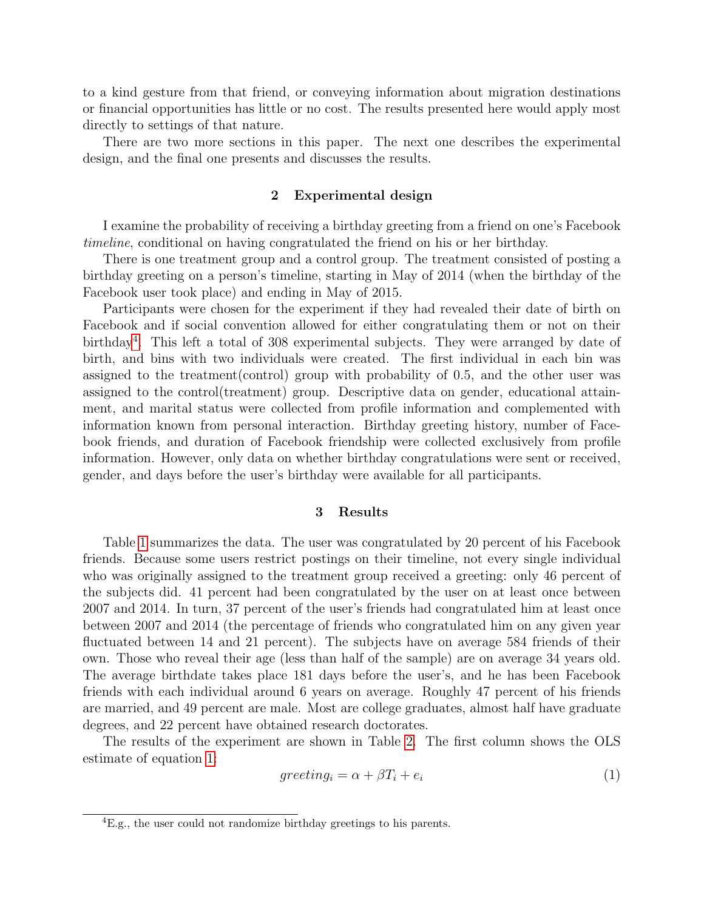to a kind gesture from that friend, or conveying information about migration destinations or financial opportunities has little or no cost. The results presented here would apply most directly to settings of that nature.

There are two more sections in this paper. The next one describes the experimental design, and the final one presents and discusses the results.

## 2 Experimental design

I examine the probability of receiving a birthday greeting from a friend on one's Facebook *timeline*, conditional on having congratulated the friend on his or her birthday.

There is one treatment group and a control group. The treatment consisted of posting a birthday greeting on a person's timeline, starting in May of 2014 (when the birthday of the Facebook user took place) and ending in May of 2015.

Participants were chosen for the experiment if they had revealed their date of birth on Facebook and if social convention allowed for either congratulating them or not on their birthday[4]. This left a total of 308 experimental subjects. They were arranged by date of birth, and bins with two individuals were created. The first individual in each bin was assigned to the treatment(control) group with probability of 0.5, and the other user was assigned to the control(treatment) group. Descriptive data on gender, educational attainment, and marital status were collected from profile information and complemented with information known from personal interaction. Birthday greeting history, number of Facebook friends, and duration of Facebook friendship were collected exclusively from profile information. However, only data on whether birthday congratulations were sent or received, gender, and days before the user's birthday were available for all participants.

## 3 Results

Table 1 summarizes the data. The user was congratulated by 20 percent of his Facebook friends. Because some users restrict postings on their timeline, not every single individual who was originally assigned to the treatment group received a greeting: only 46 percent of the subjects did. 41 percent had been congratulated by the user on at least once between 2007 and 2014. In turn, 37 percent of the user's friends had congratulated him at least once between 2007 and 2014 (the percentage of friends who congratulated him on any given year fluctuated between 14 and 21 percent). The subjects have on average 584 friends of their own. Those who reveal their age (less than half of the sample) are on average 34 years old. The average birthdate takes place 181 days before the user's, and he has been Facebook friends with each individual around 6 years on average. Roughly 47 percent of his friends are married, and 49 percent are male. Most are college graduates, almost half have graduate degrees, and 22 percent have obtained research doctorates.

The results of the experiment are shown in Table 2. The first column shows the OLS estimate of equation 1:

$$greeting_i = \alpha + \beta T_i + e_i \tag{1}$$

[4] E.g., the user could not randomize birthday greetings to his parents.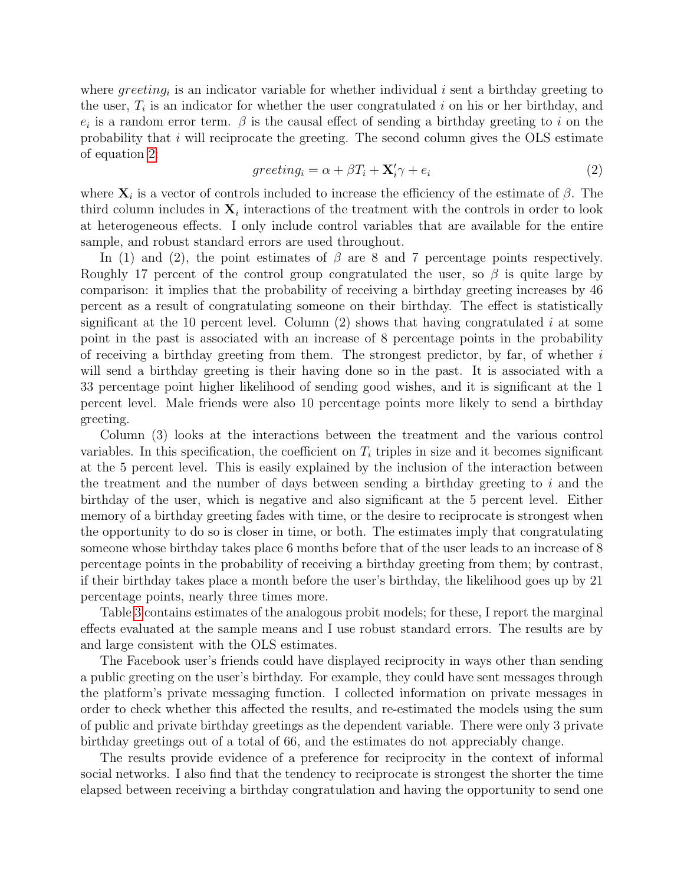where $greeting_i$ is an indicator variable for whether individual $i$ sent a birthday greeting to the user, $T_i$ is an indicator for whether the user congratulated $i$ on his or her birthday, and $e_i$ is a random error term. $\beta$ is the causal effect of sending a birthday greeting to $i$ on the probability that $i$ will reciprocate the greeting. The second column gives the OLS estimate of equation 2:

$$greeting_i = \alpha + \beta T_i + \mathbf{X}_i'\gamma + e_i \tag{2}$$

where $\mathbf{X}_i$ is a vector of controls included to increase the efficiency of the estimate of $\beta$. The third column includes in $\mathbf{X}_i$ interactions of the treatment with the controls in order to look at heterogeneous effects. I only include control variables that are available for the entire sample, and robust standard errors are used throughout.

In (1) and (2), the point estimates of $\beta$ are 8 and 7 percentage points respectively. Roughly 17 percent of the control group congratulated the user, so $\beta$ is quite large by comparison: it implies that the probability of receiving a birthday greeting increases by 46 percent as a result of congratulating someone on their birthday. The effect is statistically significant at the 10 percent level. Column (2) shows that having congratulated $i$ at some point in the past is associated with an increase of 8 percentage points in the probability of receiving a birthday greeting from them. The strongest predictor, by far, of whether $i$ will send a birthday greeting is their having done so in the past. It is associated with a 33 percentage point higher likelihood of sending good wishes, and it is significant at the 1 percent level. Male friends were also 10 percentage points more likely to send a birthday greeting.

Column (3) looks at the interactions between the treatment and the various control variables. In this specification, the coefficient on $T_i$ triples in size and it becomes significant at the 5 percent level. This is easily explained by the inclusion of the interaction between the treatment and the number of days between sending a birthday greeting to $i$ and the birthday of the user, which is negative and also significant at the 5 percent level. Either memory of a birthday greeting fades with time, or the desire to reciprocate is strongest when the opportunity to do so is closer in time, or both. The estimates imply that congratulating someone whose birthday takes place 6 months before that of the user leads to an increase of 8 percentage points in the probability of receiving a birthday greeting from them; by contrast, if their birthday takes place a month before the user's birthday, the likelihood goes up by 21 percentage points, nearly three times more.

Table 3 contains estimates of the analogous probit models; for these, I report the marginal effects evaluated at the sample means and I use robust standard errors. The results are by and large consistent with the OLS estimates.

The Facebook user's friends could have displayed reciprocity in ways other than sending a public greeting on the user's birthday. For example, they could have sent messages through the platform's private messaging function. I collected information on private messages in order to check whether this affected the results, and re-estimated the models using the sum of public and private birthday greetings as the dependent variable. There were only 3 private birthday greetings out of a total of 66, and the estimates do not appreciably change.

The results provide evidence of a preference for reciprocity in the context of informal social networks. I also find that the tendency to reciprocate is strongest the shorter the time elapsed between receiving a birthday congratulation and having the opportunity to send one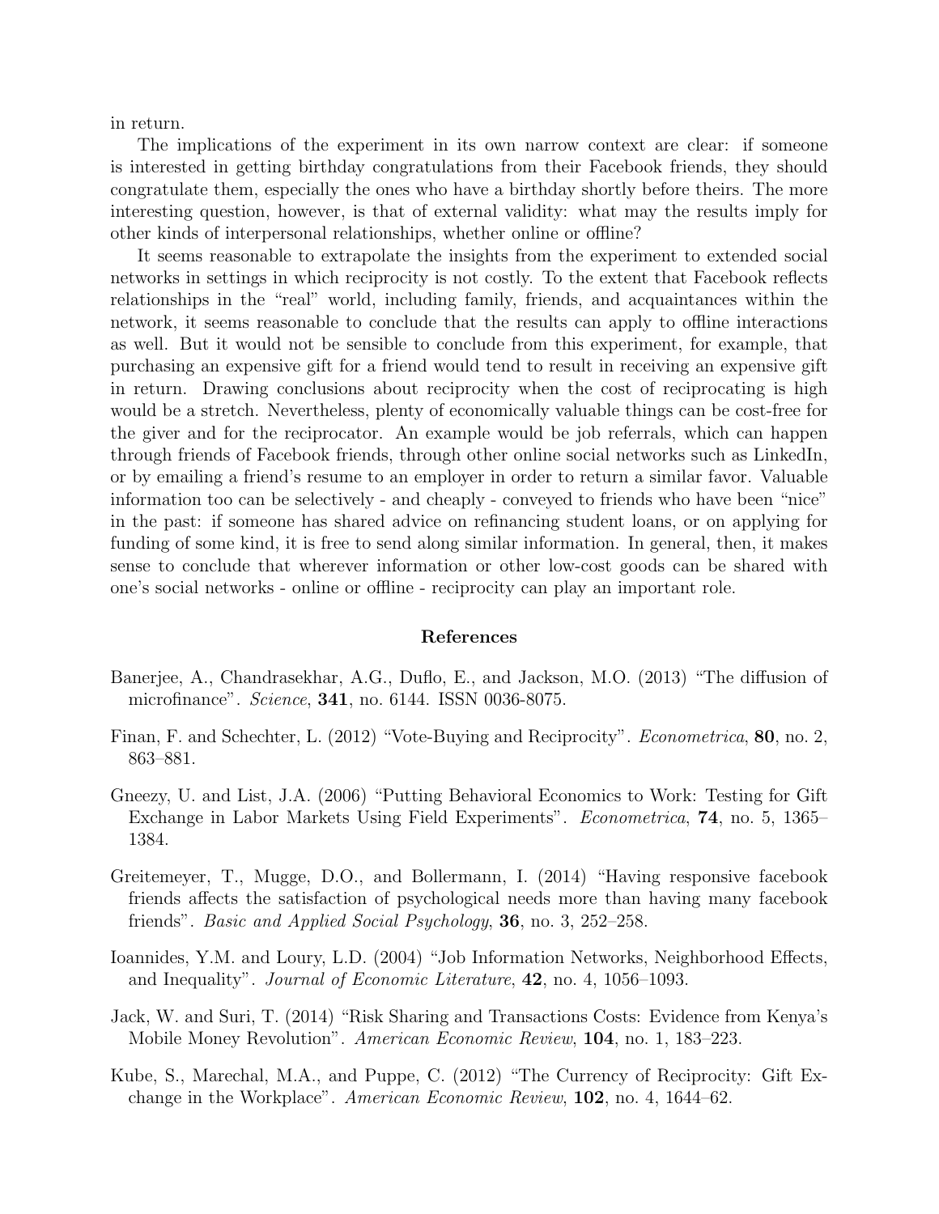in return.

The implications of the experiment in its own narrow context are clear: if someone is interested in getting birthday congratulations from their Facebook friends, they should congratulate them, especially the ones who have a birthday shortly before theirs. The more interesting question, however, is that of external validity: what may the results imply for other kinds of interpersonal relationships, whether online or offline?

It seems reasonable to extrapolate the insights from the experiment to extended social networks in settings in which reciprocity is not costly. To the extent that Facebook reflects relationships in the "real" world, including family, friends, and acquaintances within the network, it seems reasonable to conclude that the results can apply to offline interactions as well. But it would not be sensible to conclude from this experiment, for example, that purchasing an expensive gift for a friend would tend to result in receiving an expensive gift in return. Drawing conclusions about reciprocity when the cost of reciprocating is high would be a stretch. Nevertheless, plenty of economically valuable things can be cost-free for the giver and for the reciprocator. An example would be job referrals, which can happen through friends of Facebook friends, through other online social networks such as LinkedIn, or by emailing a friend's resume to an employer in order to return a similar favor. Valuable information too can be selectively - and cheaply - conveyed to friends who have been "nice" in the past: if someone has shared advice on refinancing student loans, or on applying for funding of some kind, it is free to send along similar information. In general, then, it makes sense to conclude that wherever information or other low-cost goods can be shared with one's social networks - online or offline - reciprocity can play an important role.

## References

Banerjee, A., Chandrasekhar, A.G., Duflo, E., and Jackson, M.O. (2013) "The diffusion of microfinance". *Science*, **341**, no. 6144. ISSN 0036-8075.

Finan, F. and Schechter, L. (2012) "Vote-Buying and Reciprocity". *Econometrica*, **80**, no. 2, 863–881.

Gneezy, U. and List, J.A. (2006) "Putting Behavioral Economics to Work: Testing for Gift Exchange in Labor Markets Using Field Experiments". *Econometrica*, **74**, no. 5, 1365–1384.

Greitemeyer, T., Mugge, D.O., and Bollermann, I. (2014) "Having responsive facebook friends affects the satisfaction of psychological needs more than having many facebook friends". *Basic and Applied Social Psychology*, **36**, no. 3, 252–258.

Ioannides, Y.M. and Loury, L.D. (2004) "Job Information Networks, Neighborhood Effects, and Inequality". *Journal of Economic Literature*, **42**, no. 4, 1056–1093.

Jack, W. and Suri, T. (2014) "Risk Sharing and Transactions Costs: Evidence from Kenya's Mobile Money Revolution". *American Economic Review*, **104**, no. 1, 183–223.

Kube, S., Marechal, M.A., and Puppe, C. (2012) "The Currency of Reciprocity: Gift Exchange in the Workplace". *American Economic Review*, **102**, no. 4, 1644–62.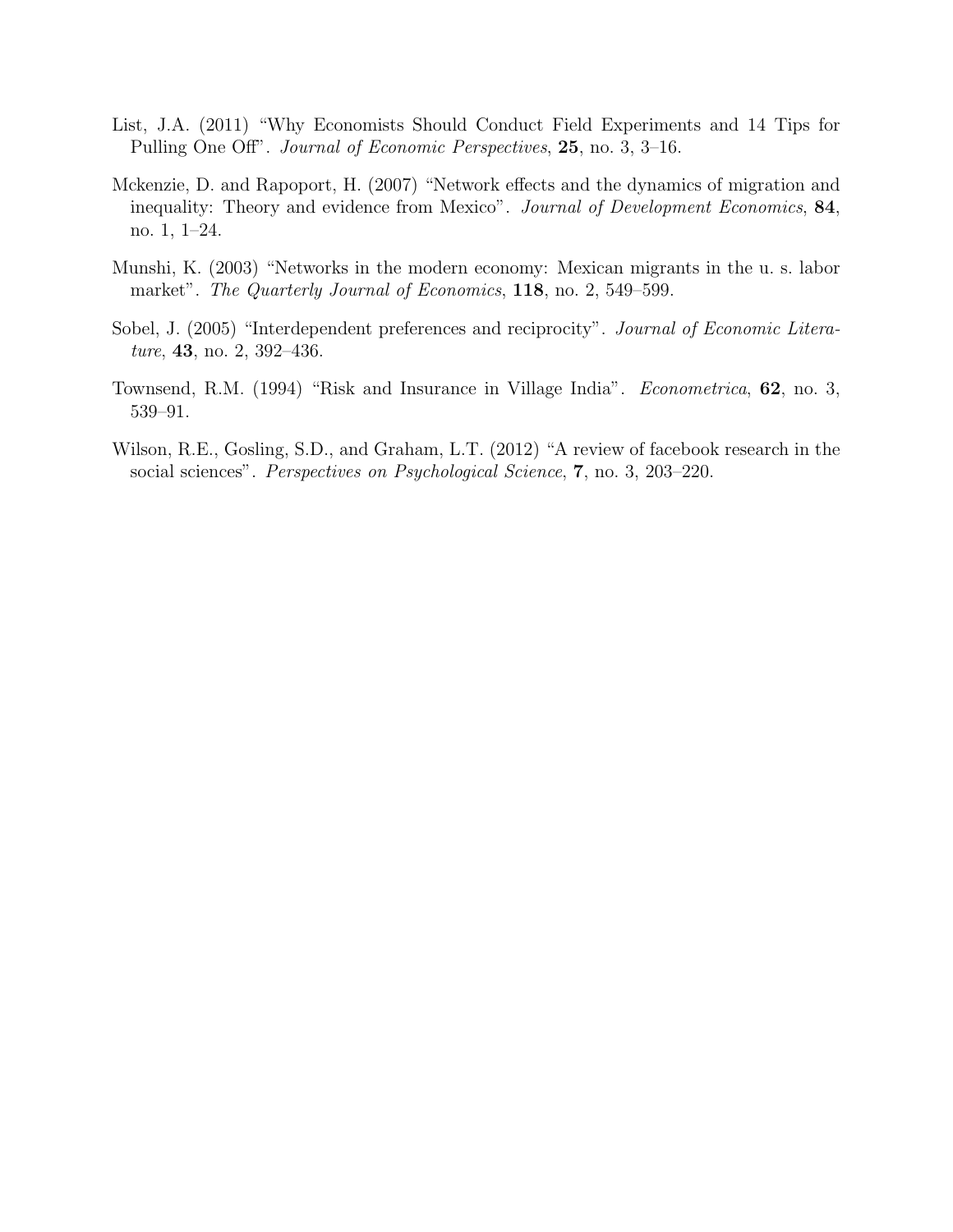List, J.A. (2011) "Why Economists Should Conduct Field Experiments and 14 Tips for Pulling One Off". *Journal of Economic Perspectives*, **25**, no. 3, 3–16.

Mckenzie, D. and Rapoport, H. (2007) "Network effects and the dynamics of migration and inequality: Theory and evidence from Mexico". *Journal of Development Economics*, **84**, no. 1, 1–24.

Munshi, K. (2003) "Networks in the modern economy: Mexican migrants in the u. s. labor market". *The Quarterly Journal of Economics*, **118**, no. 2, 549–599.

Sobel, J. (2005) "Interdependent preferences and reciprocity". *Journal of Economic Literature*, **43**, no. 2, 392–436.

Townsend, R.M. (1994) "Risk and Insurance in Village India". *Econometrica*, **62**, no. 3, 539–91.

Wilson, R.E., Gosling, S.D., and Graham, L.T. (2012) "A review of facebook research in the social sciences". *Perspectives on Psychological Science*, **7**, no. 3, 203–220.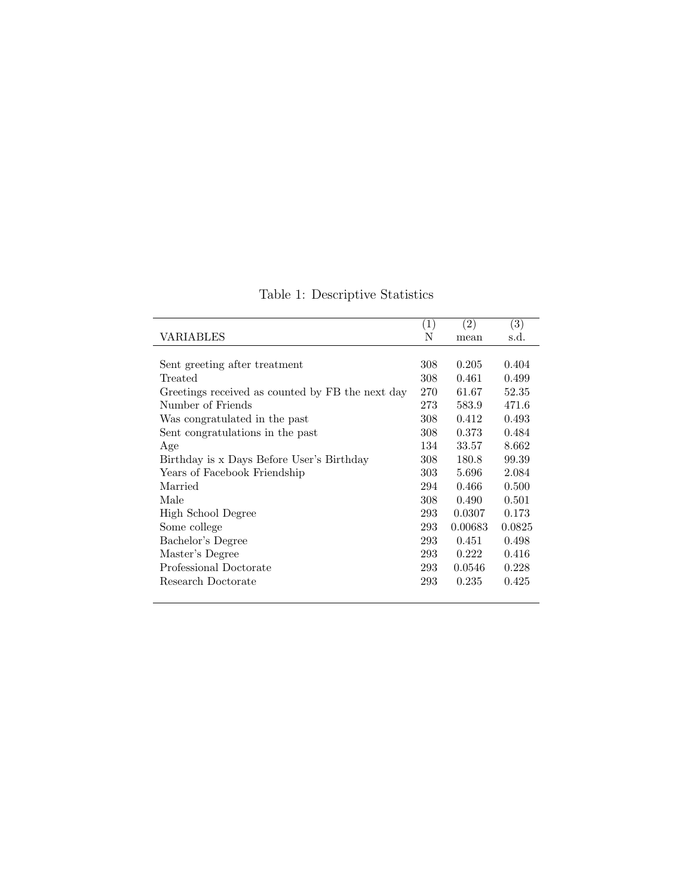Table 1: Descriptive Statistics

| VARIABLES | (1) N | (2) mean | (3) s.d. |
|---|---|---|---|
| Sent greeting after treatment | 308 | 0.205 | 0.404 |
| Treated | 308 | 0.461 | 0.499 |
| Greetings received as counted by FB the next day | 270 | 61.67 | 52.35 |
| Number of Friends | 273 | 583.9 | 471.6 |
| Was congratulated in the past | 308 | 0.412 | 0.493 |
| Sent congratulations in the past | 308 | 0.373 | 0.484 |
| Age | 134 | 33.57 | 8.662 |
| Birthday is x Days Before User's Birthday | 308 | 180.8 | 99.39 |
| Years of Facebook Friendship | 303 | 5.696 | 2.084 |
| Married | 294 | 0.466 | 0.500 |
| Male | 308 | 0.490 | 0.501 |
| High School Degree | 293 | 0.0307 | 0.173 |
| Some college | 293 | 0.00683 | 0.0825 |
| Bachelor's Degree | 293 | 0.451 | 0.498 |
| Master's Degree | 293 | 0.222 | 0.416 |
| Professional Doctorate | 293 | 0.0546 | 0.228 |
| Research Doctorate | 293 | 0.235 | 0.425 |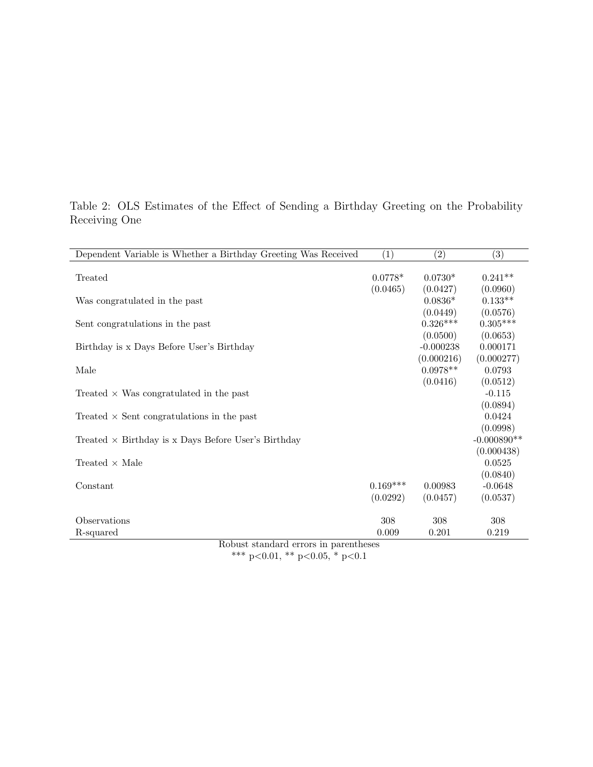Table 2: OLS Estimates of the Effect of Sending a Birthday Greeting on the Probability Receiving One

| Dependent Variable is Whether a Birthday Greeting Was Received | (1) | (2) | (3) |
|---|---|---|---|
| Treated | 0.0778* | 0.0730* | 0.241** |
| | (0.0465) | (0.0427) | (0.0960) |
| Was congratulated in the past | | 0.0836* | 0.133** |
| | | (0.0449) | (0.0576) |
| Sent congratulations in the past | | 0.326*** | 0.305*** |
| | | (0.0500) | (0.0653) |
| Birthday is x Days Before User's Birthday | | -0.000238 | 0.000171 |
| | | (0.000216) | (0.000277) |
| Male | | 0.0978** | 0.0793 |
| | | (0.0416) | (0.0512) |
| Treated × Was congratulated in the past | | | -0.115 |
| | | | (0.0894) |
| Treated × Sent congratulations in the past | | | 0.0424 |
| | | | (0.0998) |
| Treated × Birthday is x Days Before User's Birthday | | | -0.000890** |
| | | | (0.000438) |
| Treated × Male | | | 0.0525 |
| | | | (0.0840) |
| Constant | 0.169*** | 0.00983 | -0.0648 |
| | (0.0292) | (0.0457) | (0.0537) |
| Observations | 308 | 308 | 308 |
| R-squared | 0.009 | 0.201 | 0.219 |

Robust standard errors in parentheses

*** p<0.01, ** p<0.05, * p<0.1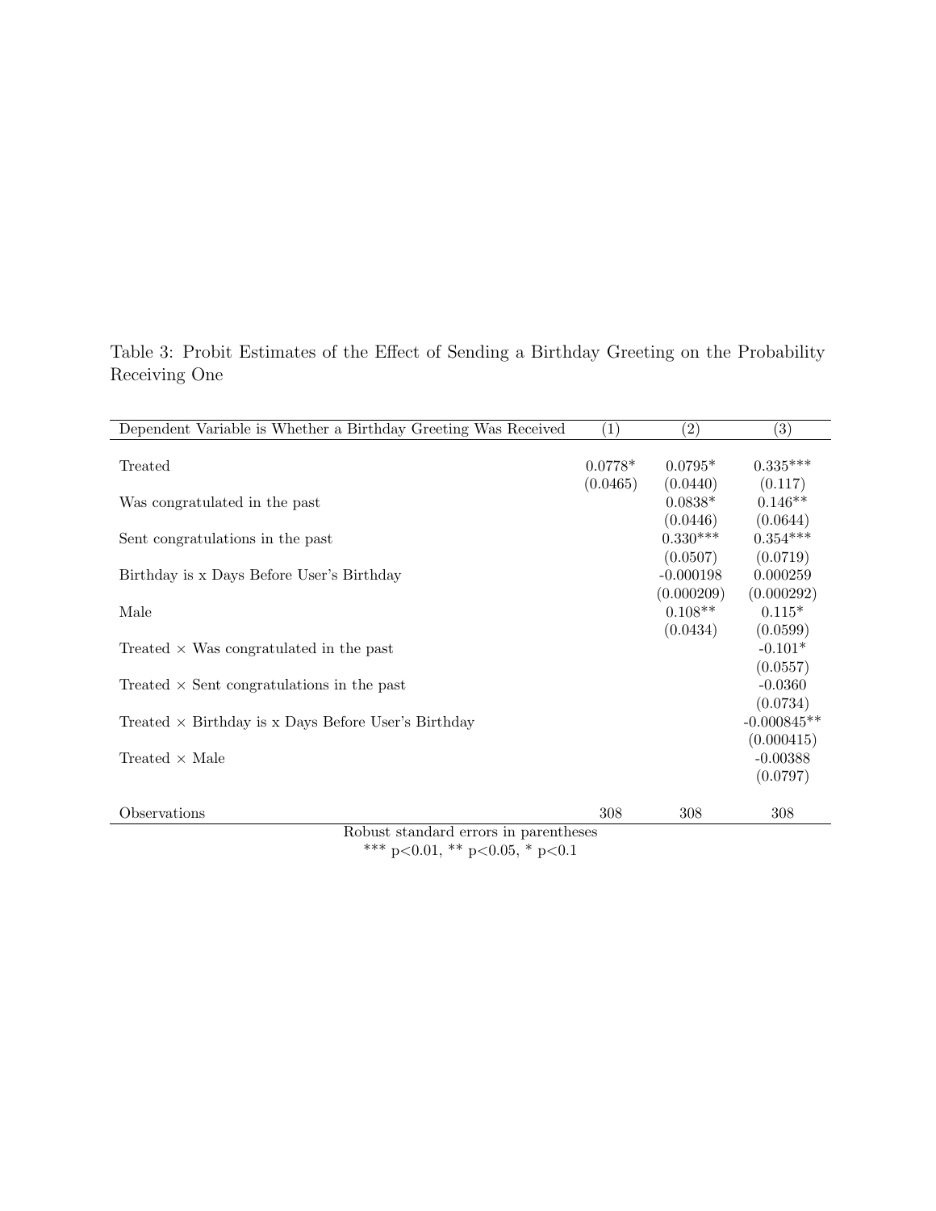Table 3: Probit Estimates of the Effect of Sending a Birthday Greeting on the Probability Receiving One

| Dependent Variable is Whether a Birthday Greeting Was Received | (1) | (2) | (3) |
|---|---|---|---|
| Treated | 0.0778* | 0.0795* | 0.335*** |
| | (0.0465) | (0.0440) | (0.117) |
| Was congratulated in the past | | 0.0838* | 0.146** |
| | | (0.0446) | (0.0644) |
| Sent congratulations in the past | | 0.330*** | 0.354*** |
| | | (0.0507) | (0.0719) |
| Birthday is x Days Before User's Birthday | | -0.000198 | 0.000259 |
| | | (0.000209) | (0.000292) |
| Male | | 0.108** | 0.115* |
| | | (0.0434) | (0.0599) |
| Treated × Was congratulated in the past | | | -0.101* |
| | | | (0.0557) |
| Treated × Sent congratulations in the past | | | -0.0360 |
| | | | (0.0734) |
| Treated × Birthday is x Days Before User's Birthday | | | -0.000845** |
| | | | (0.000415) |
| Treated × Male | | | -0.00388 |
| | | | (0.0797) |
| Observations | 308 | 308 | 308 |

Robust standard errors in parentheses

*** $p<0.01$, ** $p<0.05$, * $p<0.1$